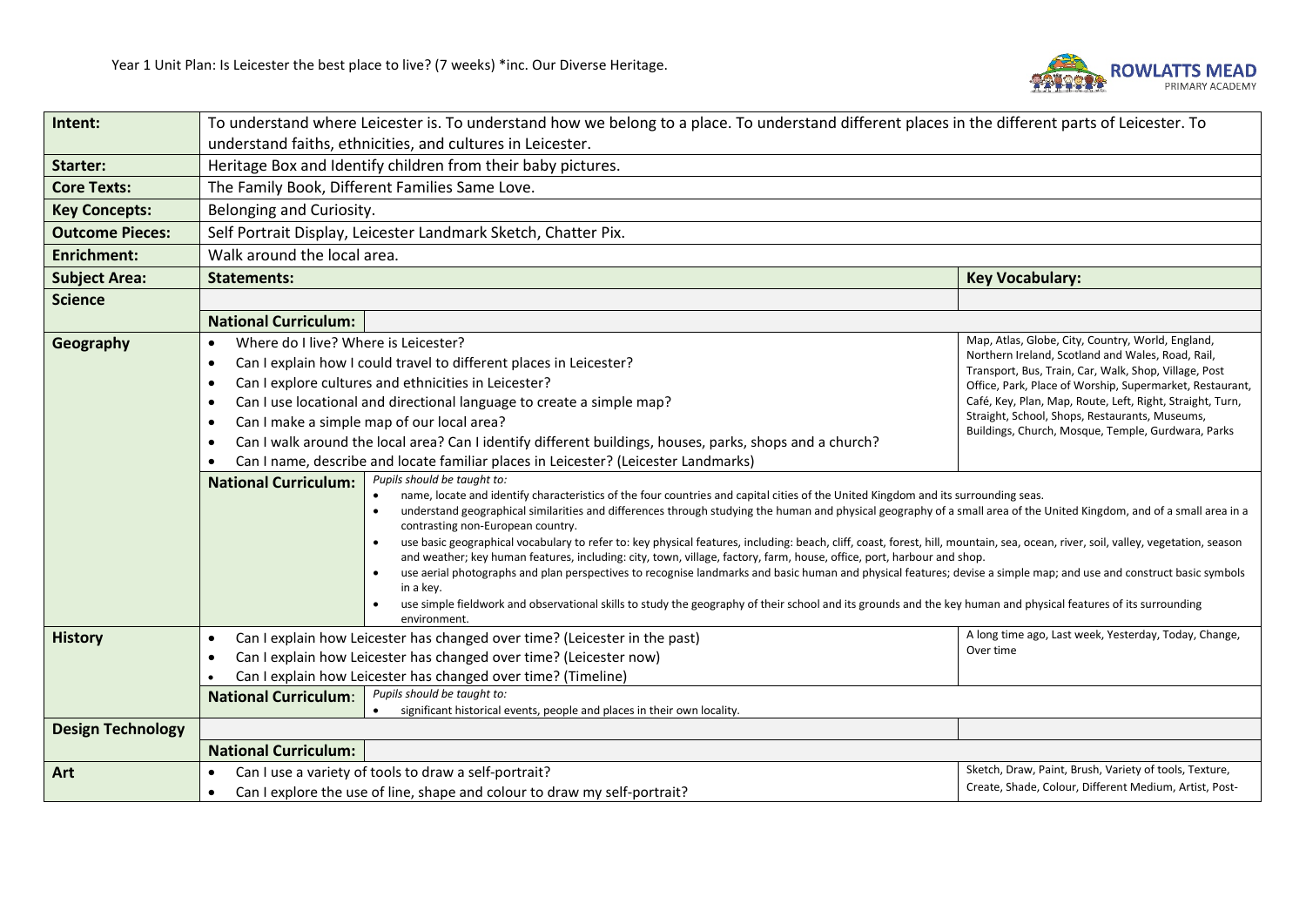Year 1 Unit Plan: Is Leicester the best place to live? (7 weeks) *inc. Our Diverse Heritage.

| | | | |
|---|---|---|---|
| **Intent:** | To understand where Leicester is. To understand how we belong to a place. To understand different places in the different parts of Leicester. To understand faiths, ethnicities, and cultures in Leicester. | | |
| **Starter:** | Heritage Box and Identify children from their baby pictures. | | |
| **Core Texts:** | The Family Book, Different Families Same Love. | | |
| **Key Concepts:** | Belonging and Curiosity. | | |
| **Outcome Pieces:** | Self Portrait Display, Leicester Landmark Sketch, Chatter Pix. | | |
| **Enrichment:** | Walk around the local area. | | |
| **Subject Area:** | **Statements:** | | **Key Vocabulary:** |
| **Science** | | | |
| | **National Curriculum:** | | |
| **Geography** | • Where do I live? Where is Leicester?<br>• Can I explain how I could travel to different places in Leicester?<br>• Can I explore cultures and ethnicities in Leicester?<br>• Can I use locational and directional language to create a simple map?<br>• Can I make a simple map of our local area?<br>• Can I walk around the local area? Can I identify different buildings, houses, parks, shops and a church?<br>• Can I name, describe and locate familiar places in Leicester? (Leicester Landmarks) | | Map, Atlas, Globe, City, Country, World, England, Northern Ireland, Scotland and Wales, Road, Rail, Transport, Bus, Train, Car, Walk, Shop, Village, Post Office, Park, Place of Worship, Supermarket, Restaurant, Café, Key, Plan, Map, Route, Left, Right, Straight, Turn, Straight, School, Shops, Restaurants, Museums, Buildings, Church, Mosque, Temple, Gurdwara, Parks |
| | **National Curriculum:** | *Pupils should be taught to:*<br>• name, locate and identify characteristics of the four countries and capital cities of the United Kingdom and its surrounding seas.<br>• understand geographical similarities and differences through studying the human and physical geography of a small area of the United Kingdom, and of a small area in a contrasting non-European country.<br>• use basic geographical vocabulary to refer to: key physical features, including: beach, cliff, coast, forest, hill, mountain, sea, ocean, river, soil, valley, vegetation, season and weather; key human features, including: city, town, village, factory, farm, house, office, port, harbour and shop.<br>• use aerial photographs and plan perspectives to recognise landmarks and basic human and physical features; devise a simple map; and use and construct basic symbols in a key.<br>• use simple fieldwork and observational skills to study the geography of their school and its grounds and the key human and physical features of its surrounding environment. | |
| **History** | • Can I explain how Leicester has changed over time? (Leicester in the past)<br>• Can I explain how Leicester has changed over time? (Leicester now)<br>• Can I explain how Leicester has changed over time? (Timeline) | | A long time ago, Last week, Yesterday, Today, Change, Over time |
| | **National Curriculum**: | *Pupils should be taught to:*<br>• significant historical events, people and places in their own locality. | |
| **Design Technology** | | | |
| | **National Curriculum:** | | |
| **Art** | • Can I use a variety of tools to draw a self-portrait?<br>• Can I explore the use of line, shape and colour to draw my self-portrait? | | Sketch, Draw, Paint, Brush, Variety of tools, Texture, Create, Shade, Colour, Different Medium, Artist, Post- |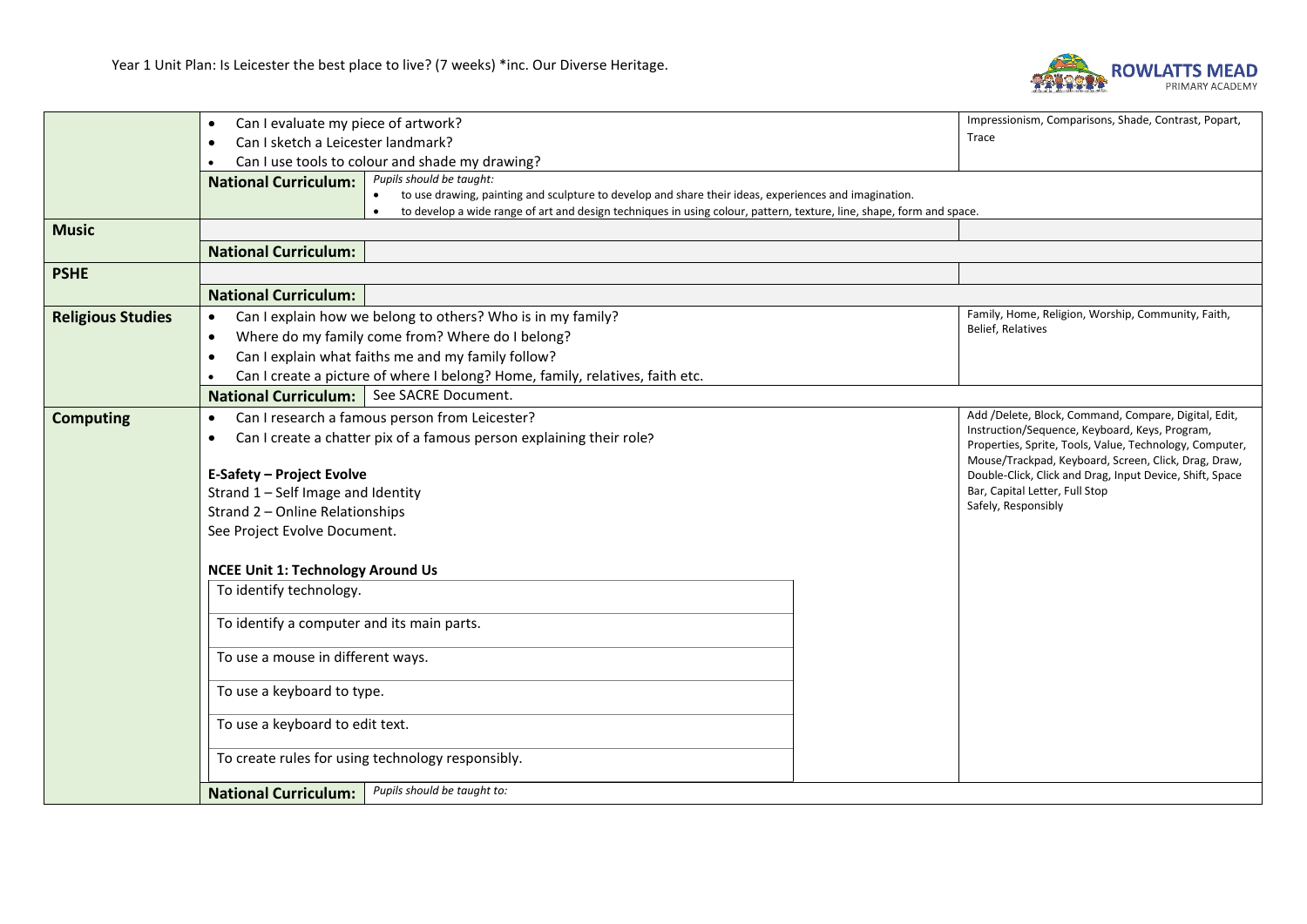Year 1 Unit Plan: Is Leicester the best place to live? (7 weeks) *inc. Our Diverse Heritage.

| | | |
|---|---|---|
| | • Can I evaluate my piece of artwork?<br>• Can I sketch a Leicester landmark?<br>• Can I use tools to colour and shade my drawing? | Impressionism, Comparisons, Shade, Contrast, Popart, Trace |
| | **National Curriculum:** *Pupils should be taught:*<br>• to use drawing, painting and sculpture to develop and share their ideas, experiences and imagination.<br>• to develop a wide range of art and design techniques in using colour, pattern, texture, line, shape, form and space. | |
| **Music** | | |
| | **National Curriculum:** | |
| **PSHE** | | |
| | **National Curriculum:** | |
| **Religious Studies** | • Can I explain how we belong to others? Who is in my family?<br>• Where do my family come from? Where do I belong?<br>• Can I explain what faiths me and my family follow?<br>• Can I create a picture of where I belong? Home, family, relatives, faith etc. | Family, Home, Religion, Worship, Community, Faith, Belief, Relatives |
| | **National Curriculum:** See SACRE Document. | |
| **Computing** | • Can I research a famous person from Leicester?<br>• Can I create a chatter pix of a famous person explaining their role?<br><br>**E-Safety – Project Evolve**<br>Strand 1 – Self Image and Identity<br>Strand 2 – Online Relationships<br>See Project Evolve Document.<br><br>**NCEE Unit 1: Technology Around Us**<br>To identify technology.<br>To identify a computer and its main parts.<br>To use a mouse in different ways.<br>To use a keyboard to type.<br>To use a keyboard to edit text.<br>To create rules for using technology responsibly. | Add /Delete, Block, Command, Compare, Digital, Edit, Instruction/Sequence, Keyboard, Keys, Program, Properties, Sprite, Tools, Value, Technology, Computer, Mouse/Trackpad, Keyboard, Screen, Click, Drag, Draw, Double-Click, Click and Drag, Input Device, Shift, Space Bar, Capital Letter, Full Stop<br>Safely, Responsibly |
| | **National Curriculum:** *Pupils should be taught to:* | |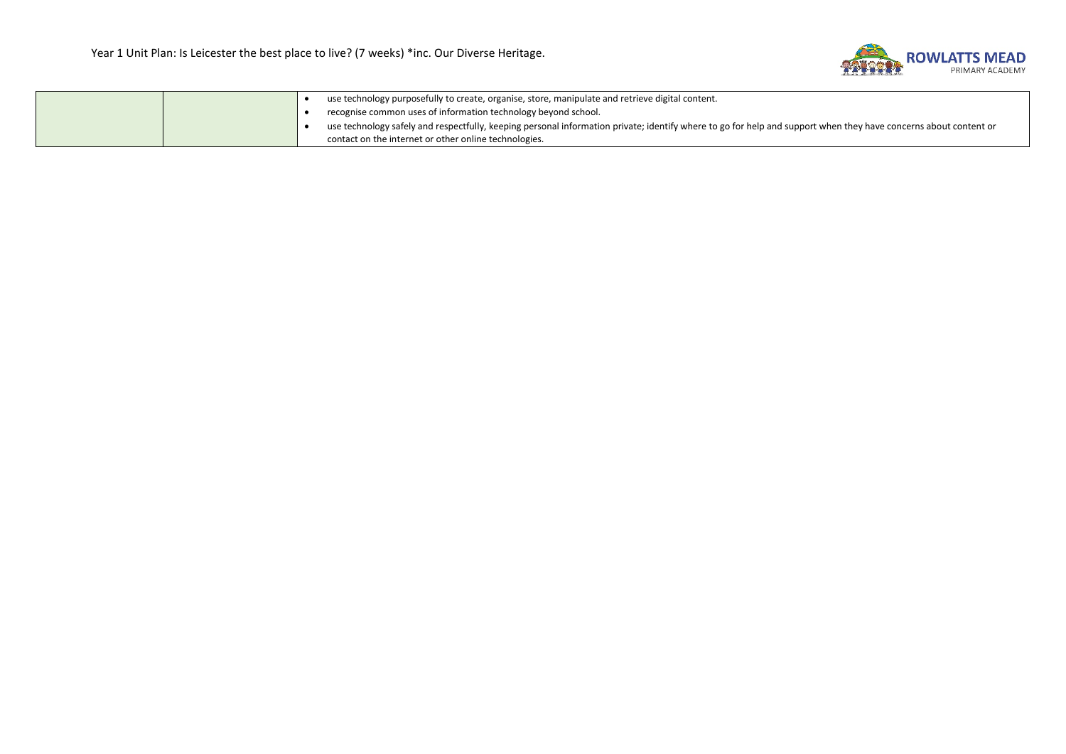| | | |
|---|---|---|
| | | • use technology purposefully to create, organise, store, manipulate and retrieve digital content.<br>• recognise common uses of information technology beyond school.<br>• use technology safely and respectfully, keeping personal information private; identify where to go for help and support when they have concerns about content or contact on the internet or other online technologies. |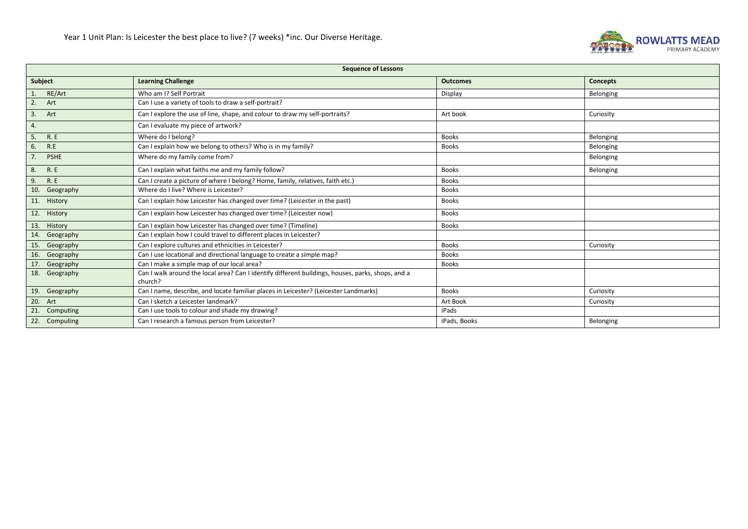Year 1 Unit Plan: Is Leicester the best place to live? (7 weeks) *inc. Our Diverse Heritage.

ROWLATTS MEAD PRIMARY ACADEMY

| Sequence of Lessons | | | |
|---|---|---|---|
| **Subject** | **Learning Challenge** | **Outcomes** | **Concepts** |
| 1. RE/Art | Who am I? Self Portrait | Display | Belonging |
| 2. Art | Can I use a variety of tools to draw a self-portrait? | | |
| 3. Art | Can I explore the use of line, shape, and colour to draw my self-portraits? | Art book | Curiosity |
| 4. | Can I evaluate my piece of artwork? | | |
| 5. R. E | Where do I belong? | Books | Belonging |
| 6. R.E | Can I explain how we belong to others? Who is in my family? | Books | Belonging |
| 7. PSHE | Where do my family come from? | | Belonging |
| 8. R. E | Can I explain what faiths me and my family follow? | Books | Belonging |
| 9. R. E | Can I create a picture of where I belong? Home, family, relatives, faith etc.) | Books | |
| 10. Geography | Where do I live? Where is Leicester? | Books | |
| 11. History | Can I explain how Leicester has changed over time? (Leicester in the past) | Books | |
| 12. History | Can I explain how Leicester has changed over time? (Leicester now) | Books | |
| 13. History | Can I explain how Leicester has changed over time? (Timeline) | Books | |
| 14. Geography | Can I explain how I could travel to different places in Leicester? | | |
| 15. Geography | Can I explore cultures and ethnicities in Leicester? | Books | Curiosity |
| 16. Geography | Can I use locational and directional language to create a simple map? | Books | |
| 17. Geography | Can I make a simple map of our local area? | Books | |
| 18. Geography | Can I walk around the local area? Can I identify different buildings, houses, parks, shops, and a church? | | |
| 19. Geography | Can I name, describe, and locate familiar places in Leicester? (Leicester Landmarks) | Books | Curiosity |
| 20. Art | Can I sketch a Leicester landmark? | Art Book | Curiosity |
| 21. Computing | Can I use tools to colour and shade my drawing? | iPads | |
| 22. Computing | Can I research a famous person from Leicester? | iPads, Books | Belonging |